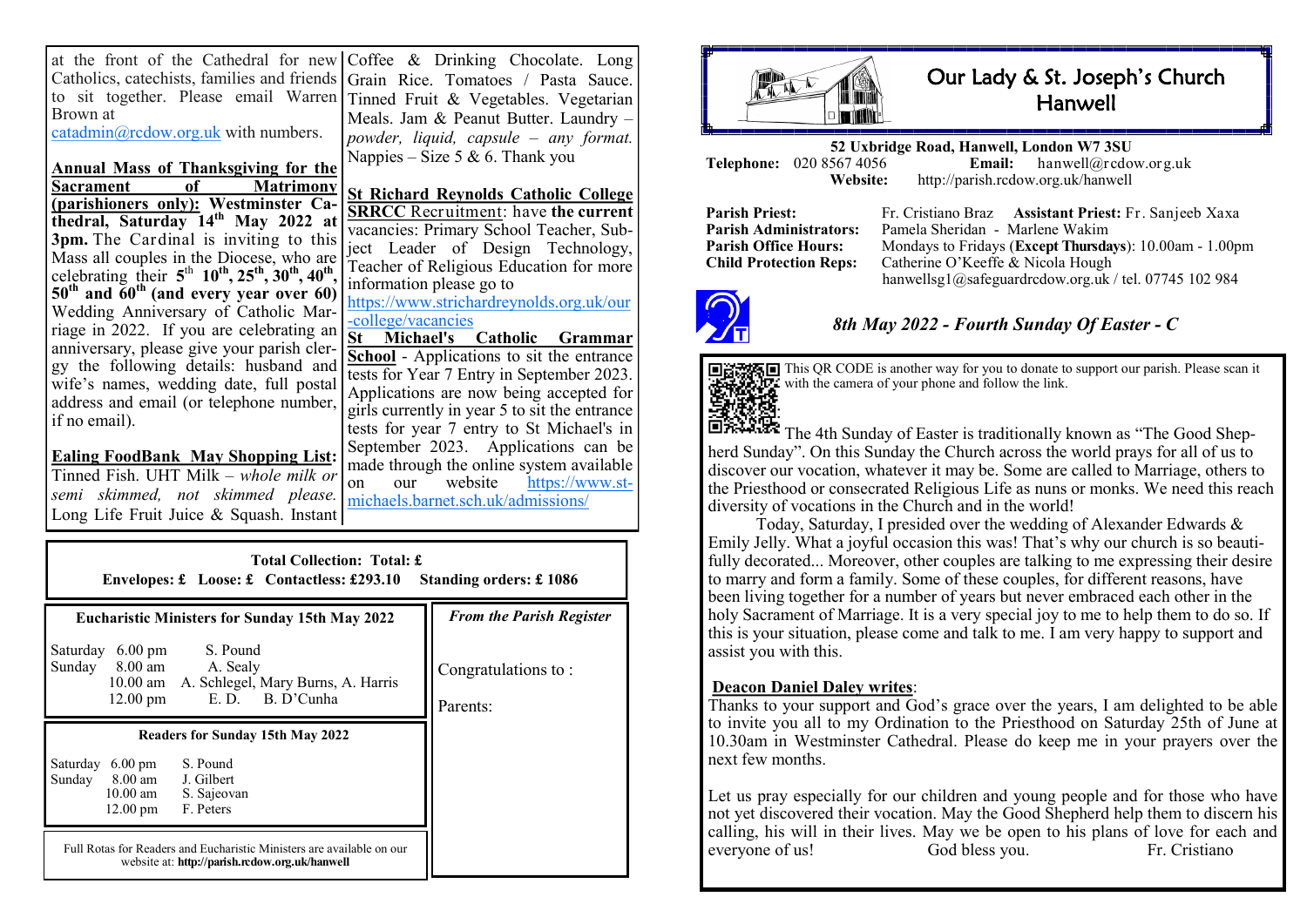at the front of the Cathedral for new Catholics, catechists, families and friends to sit together. Please email Warren Brown at catadmin@rcdow.org.uk with numbers.

**Annual Mass of Thanksgiving for the Sacrament of Matrimony (parishioners only): Westminster Cathedral, Saturday 14th May 2022 at 3pm.** The Cardinal is inviting to this Mass all couples in the Diocese, who are celebrating their 5th **10th, 25th, 30th, 40th, 50th and 60th (and every year over 60)** Wedding Anniversary of Catholic Marriage in 2022. If you are celebrating an anniversary, please give your parish clergy the following details: husband and wife's names, wedding date, full postal address and email (or telephone number, if no email).

**Ealing FoodBank May Shopping List:** Tinned Fish. UHT Milk – *whole milk or semi skimmed, not skimmed please.* Long Life Fruit Juice & Squash. Instant Coffee & Drinking Chocolate. Long Grain Rice. Tomatoes / Pasta Sauce. Tinned Fruit & Vegetables. Vegetarian Meals. Jam & Peanut Butter. Laundry – *powder, liquid, capsule – any format.* Nappies – Size 5 & 6. Thank you

**St Richard Reynolds Catholic College SRRCC** Recruitment: have **the current** vacancies: Primary School Teacher, Subject Leader of Design Technology, Teacher of Religious Education for more information please go to https://www.strichardreynolds.org.uk/our-college/vacancies

**St Michael's Catholic Grammar School** - Applications to sit the entrance tests for Year 7 Entry in September 2023. Applications are now being accepted for girls currently in year 5 to sit the entrance tests for year 7 entry to St Michael's in September 2023. Applications can be made through the online system available on our website https://www.st-michaels.barnet.sch.uk/admissions/

**Total Collection: Total: £**
**Envelopes: £ Loose: £ Contactless: £293.10 Standing orders: £ 1086**

**Eucharistic Ministers for Sunday 15th May 2022**

| | | |
|---|---|---|
| Saturday | 6.00 pm | S. Pound |
| Sunday | 8.00 am | A. Sealy |
| | 10.00 am | A. Schlegel, Mary Burns, A. Harris |
| | 12.00 pm | E. D. B. D'Cunha |

**Readers for Sunday 15th May 2022**

| | | |
|---|---|---|
| Saturday | 6.00 pm | S. Pound |
| Sunday | 8.00 am | J. Gilbert |
| | 10.00 am | S. Sajeovan |
| | 12.00 pm | F. Peters |

Full Rotas for Readers and Eucharistic Ministers are available on our website at: **http://parish.rcdow.org.uk/hanwell**

*From the Parish Register*

Congratulations to :

Parents:

# Our Lady & St. Joseph's Church Hanwell

**52 Uxbridge Road, Hanwell, London W7 3SU**
**Telephone:** 020 8567 4056 **Email:** hanwell@rcdow.org.uk
**Website:** http://parish.rcdow.org.uk/hanwell

**Parish Priest:** Fr. Cristiano Braz **Assistant Priest:** Fr. Sanjeeb Xaxa
**Parish Administrators:** Pamela Sheridan - Marlene Wakim
**Parish Office Hours:** Mondays to Fridays (**Except Thursdays**): 10.00am - 1.00pm
**Child Protection Reps:** Catherine O'Keeffe & Nicola Hough
hanwellsg1@safeguardrcdow.org.uk / tel. 07745 102 984

## *8th May 2022 - Fourth Sunday Of Easter - C*

This QR CODE is another way for you to donate to support our parish. Please scan it with the camera of your phone and follow the link.

The 4th Sunday of Easter is traditionally known as "The Good Shepherd Sunday". On this Sunday the Church across the world prays for all of us to discover our vocation, whatever it may be. Some are called to Marriage, others to the Priesthood or consecrated Religious Life as nuns or monks. We need this reach diversity of vocations in the Church and in the world!

Today, Saturday, I presided over the wedding of Alexander Edwards & Emily Jelly. What a joyful occasion this was! That's why our church is so beautifully decorated... Moreover, other couples are talking to me expressing their desire to marry and form a family. Some of these couples, for different reasons, have been living together for a number of years but never embraced each other in the holy Sacrament of Marriage. It is a very special joy to me to help them to do so. If this is your situation, please come and talk to me. I am very happy to support and assist you with this.

**Deacon Daniel Daley writes**:
Thanks to your support and God's grace over the years, I am delighted to be able to invite you all to my Ordination to the Priesthood on Saturday 25th of June at 10.30am in Westminster Cathedral. Please do keep me in your prayers over the next few months.

Let us pray especially for our children and young people and for those who have not yet discovered their vocation. May the Good Shepherd help them to discern his calling, his will in their lives. May we be open to his plans of love for each and everyone of us! God bless you. Fr. Cristiano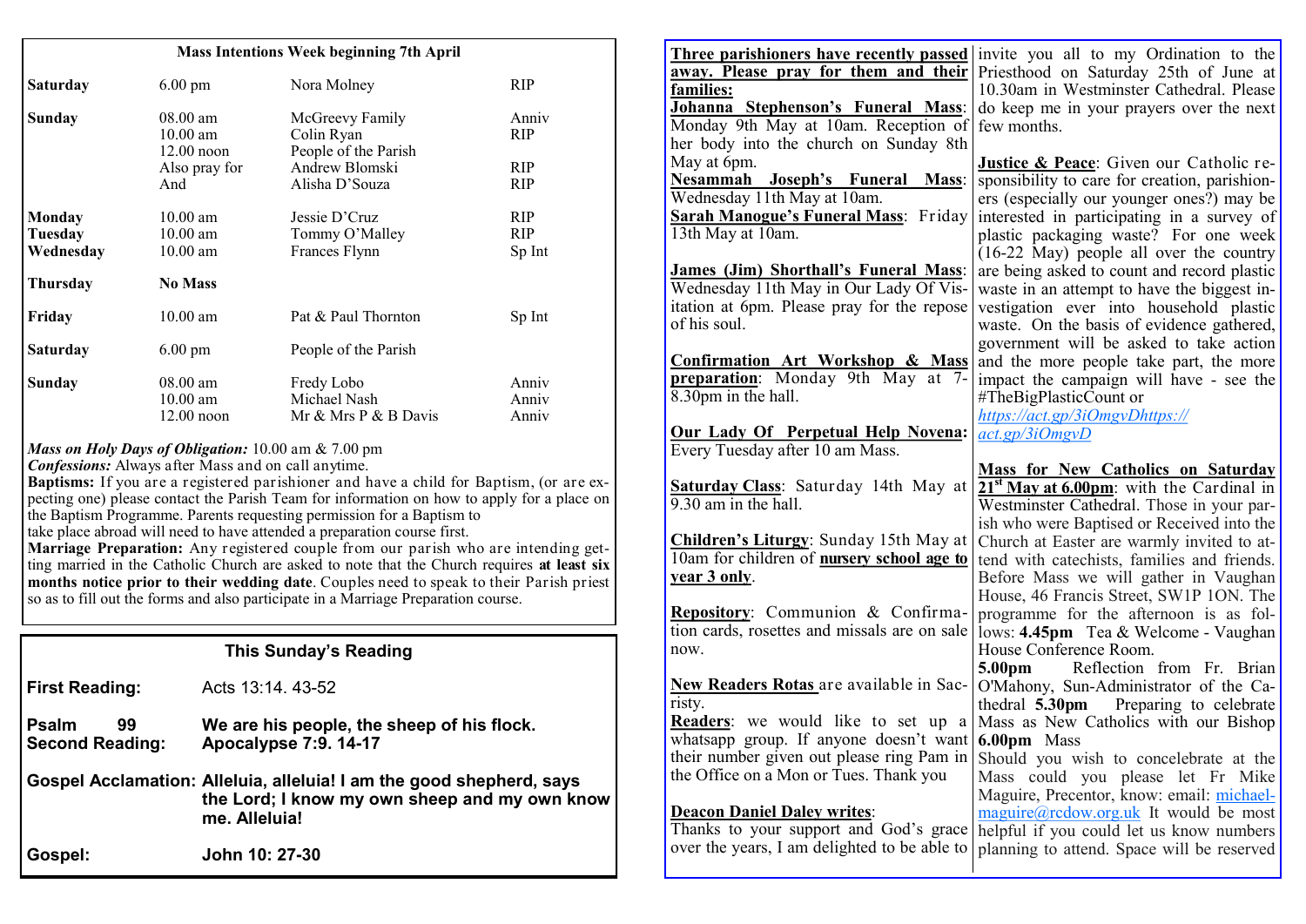## Mass Intentions Week beginning 7th April

| | | | |
|---|---|---|---|
| **Saturday** | 6.00 pm | Nora Molney | RIP |
| **Sunday** | 08.00 am | McGreevy Family | Anniv |
| | 10.00 am | Colin Ryan | RIP |
| | 12.00 noon | People of the Parish | |
| | Also pray for | Andrew Blomski | RIP |
| | And | Alisha D'Souza | RIP |
| **Monday** | 10.00 am | Jessie D'Cruz | RIP |
| **Tuesday** | 10.00 am | Tommy O'Malley | RIP |
| **Wednesday** | 10.00 am | Frances Flynn | Sp Int |
| **Thursday** | **No Mass** | | |
| **Friday** | 10.00 am | Pat & Paul Thornton | Sp Int |
| **Saturday** | 6.00 pm | People of the Parish | |
| **Sunday** | 08.00 am | Fredy Lobo | Anniv |
| | 10.00 am | Michael Nash | Anniv |
| | 12.00 noon | Mr & Mrs P & B Davis | Anniv |

***Mass on Holy Days of Obligation:*** 10.00 am & 7.00 pm

***Confessions:*** Always after Mass and on call anytime.

**Baptisms:** If you are a registered parishioner and have a child for Baptism, (or are expecting one) please contact the Parish Team for information on how to apply for a place on the Baptism Programme. Parents requesting permission for a Baptism to take place abroad will need to have attended a preparation course first.

**Marriage Preparation:** Any registered couple from our parish who are intending getting married in the Catholic Church are asked to note that the Church requires **at least six months notice prior to their wedding date**. Couples need to speak to their Parish priest so as to fill out the forms and also participate in a Marriage Preparation course.

## This Sunday's Reading

| | |
|---|---|
| **First Reading:** | Acts 13:14. 43-52 |
| **Psalm 99** | **We are his people, the sheep of his flock.** |
| **Second Reading:** | **Apocalypse 7:9. 14-17** |
| **Gospel Acclamation:** | **Alleluia, alleluia! I am the good shepherd, says the Lord; I know my own sheep and my own know me. Alleluia!** |
| **Gospel:** | **John 10: 27-30** |

**Three parishioners have recently passed away. Please pray for them and their families:**

**Johanna Stephenson's Funeral Mass**: Monday 9th May at 10am. Reception of her body into the church on Sunday 8th May at 6pm.

**Nesammah Joseph's Funeral Mass**: Wednesday 11th May at 10am.

**Sarah Manogue's Funeral Mass**: Friday 13th May at 10am.

**James (Jim) Shorthall's Funeral Mass**: Wednesday 11th May in Our Lady Of Visitation at 6pm. Please pray for the repose of his soul.

**Confirmation Art Workshop & Mass preparation**: Monday 9th May at 7-8.30pm in the hall.

**Our Lady Of Perpetual Help Novena:** Every Tuesday after 10 am Mass.

**Saturday Class**: Saturday 14th May at 9.30 am in the hall.

**Children's Liturgy**: Sunday 15th May at 10am for children of **nursery school age to year 3 only**.

**Repository**: Communion & Confirmation cards, rosettes and missals are on sale now.

**New Readers Rotas** are available in Sacristy.

**Readers**: we would like to set up a whatsapp group. If anyone doesn't want their number given out please ring Pam in the Office on a Mon or Tues. Thank you

**Deacon Daniel Daley writes**:
Thanks to your support and God's grace over the years, I am delighted to be able to invite you all to my Ordination to the Priesthood on Saturday 25th of June at 10.30am in Westminster Cathedral. Please do keep me in your prayers over the next few months.

**Justice & Peace**: Given our Catholic responsibility to care for creation, parishioners (especially our younger ones?) may be interested in participating in a survey of plastic packaging waste? For one week (16-22 May) people all over the country are being asked to count and record plastic waste in an attempt to have the biggest investigation ever into household plastic waste. On the basis of evidence gathered, government will be asked to take action and the more people take part, the more impact the campaign will have - see the #TheBigPlasticCount or https://act.gp/3iOmgvDhttps://act.gp/3iOmgvD

**Mass for New Catholics on Saturday 21st May at 6.00pm**: with the Cardinal in Westminster Cathedral. Those in your parish who were Baptised or Received into the Church at Easter are warmly invited to attend with catechists, families and friends. Before Mass we will gather in Vaughan House, 46 Francis Street, SW1P 1ON. The programme for the afternoon is as follows: **4.45pm** Tea & Welcome - Vaughan House Conference Room.
**5.00pm** Reflection from Fr. Brian O'Mahony, Sun-Administrator of the Cathedral **5.30pm** Preparing to celebrate Mass as New Catholics with our Bishop **6.00pm** Mass
Should you wish to concelebrate at the Mass could you please let Fr Mike Maguire, Precentor, know: email: michael-maguire@rcdow.org.uk It would be most helpful if you could let us know numbers planning to attend. Space will be reserved